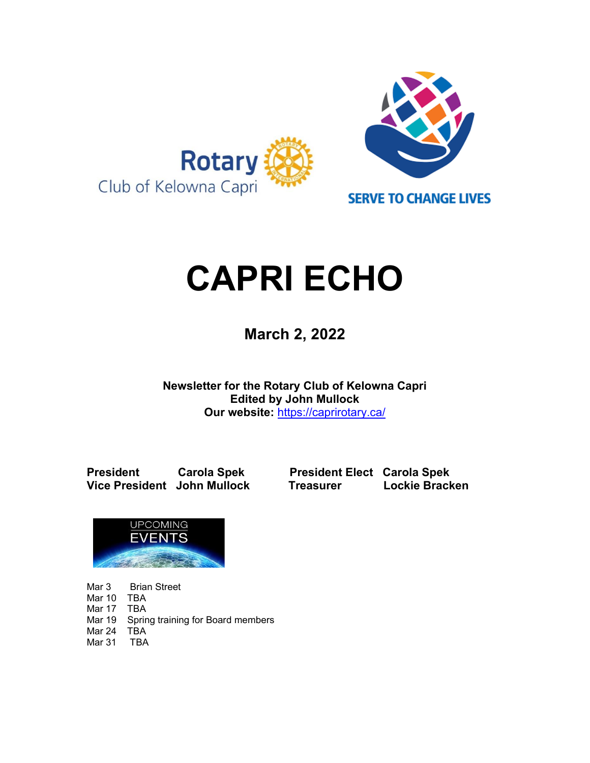Rotary Club of Kelowna Capri

SERVE TO CHANGE LIVES

# CAPRI ECHO

## March 2, 2022

**Newsletter for the Rotary Club of Kelowna Capri**
**Edited by John Mullock**
**Our website:** https://caprirotary.ca/

| | | | |
|---|---|---|---|
| **President** | **Carola Spek** | **President Elect** | **Carola Spek** |
| **Vice President** | **John Mullock** | **Treasurer** | **Lockie Bracken** |

UPCOMING EVENTS

Mar 3 Brian Street
Mar 10 TBA
Mar 17 TBA
Mar 19 Spring training for Board members
Mar 24 TBA
Mar 31 TBA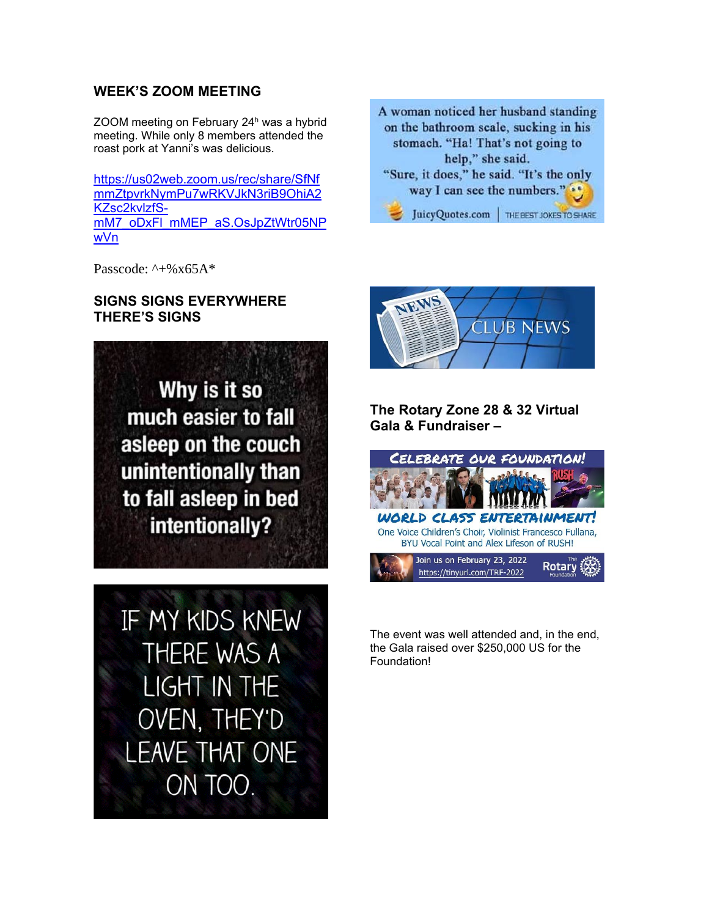## WEEK'S ZOOM MEETING

ZOOM meeting on February 24h was a hybrid meeting. While only 8 members attended the roast pork at Yanni's was delicious.

https://us02web.zoom.us/rec/share/SfNfmmZtpvrkNymPu7wRKVJkN3riB9OhiA2KZsc2kvlzfS-mM7_oDxFl_mMEP_aS.OsJpZtWtr05NPwVn

Passcode: ^+%x65A*

## SIGNS SIGNS EVERYWHERE THERE'S SIGNS

Why is it so much easier to fall asleep on the couch unintentionally than to fall asleep in bed intentionally?

IF MY KIDS KNEW THERE WAS A LIGHT IN THE OVEN, THEY'D LEAVE THAT ONE ON TOO.

A woman noticed her husband standing on the bathroom scale, sucking in his stomach. "Ha! That's not going to help," she said.
"Sure, it does," he said. "It's the only way I can see the numbers."

JuicyQuotes.com | THE BEST JOKES TO SHARE

NEWS

CLUB NEWS

## The Rotary Zone 28 & 32 Virtual Gala & Fundraiser –

CELEBRATE OUR FOUNDATION!

WORLD CLASS ENTERTAINMENT!

One Voice Children's Choir, Violinist Francesco Fullana, BYU Vocal Point and Alex Lifeson of RUSH!

Join us on February 23, 2022
https://tinyurl.com/TRF-2022

The Rotary Foundation

The event was well attended and, in the end, the Gala raised over $250,000 US for the Foundation!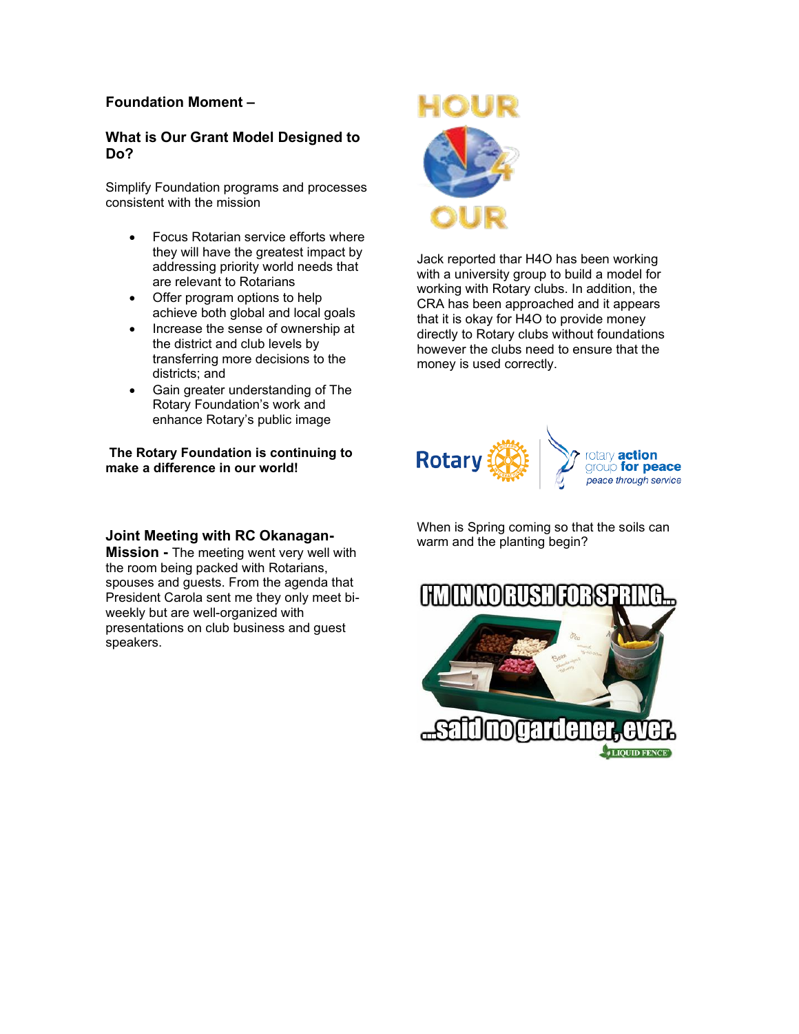**Foundation Moment –**

**What is Our Grant Model Designed to Do?**

Simplify Foundation programs and processes consistent with the mission

- Focus Rotarian service efforts where they will have the greatest impact by addressing priority world needs that are relevant to Rotarians
- Offer program options to help achieve both global and local goals
- Increase the sense of ownership at the district and club levels by transferring more decisions to the districts; and
- Gain greater understanding of The Rotary Foundation's work and enhance Rotary's public image

**The Rotary Foundation is continuing to make a difference in our world!**

**Joint Meeting with RC Okanagan-Mission -** The meeting went very well with the room being packed with Rotarians, spouses and guests. From the agenda that President Carola sent me they only meet bi-weekly but are well-organized with presentations on club business and guest speakers.

Jack reported thar H4O has been working with a university group to build a model for working with Rotary clubs. In addition, the CRA has been approached and it appears that it is okay for H4O to provide money directly to Rotary clubs without foundations however the clubs need to ensure that the money is used correctly.

When is Spring coming so that the soils can warm and the planting begin?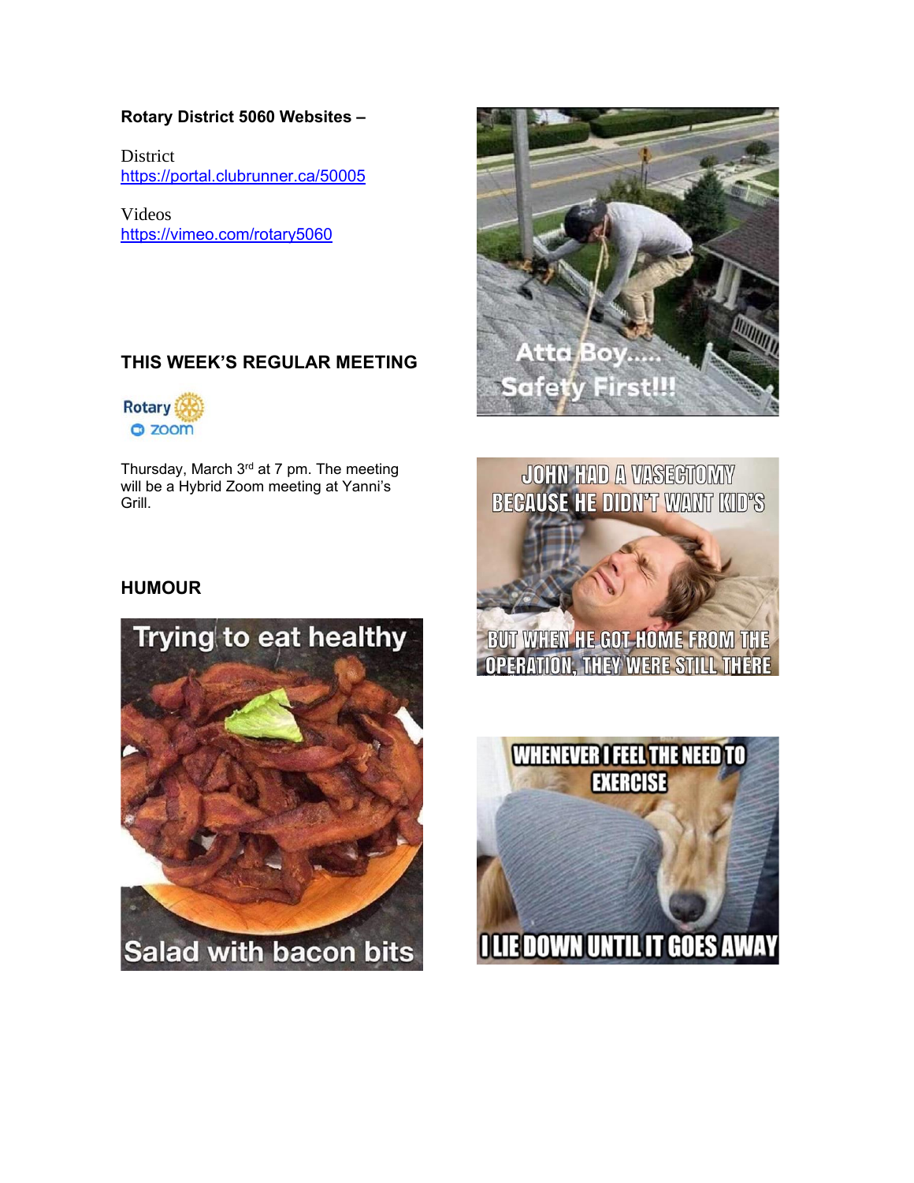**Rotary District 5060 Websites –**

District
https://portal.clubrunner.ca/50005

Videos
https://vimeo.com/rotary5060

## THIS WEEK'S REGULAR MEETING

Thursday, March 3rd at 7 pm. The meeting will be a Hybrid Zoom meeting at Yanni's Grill.

## HUMOUR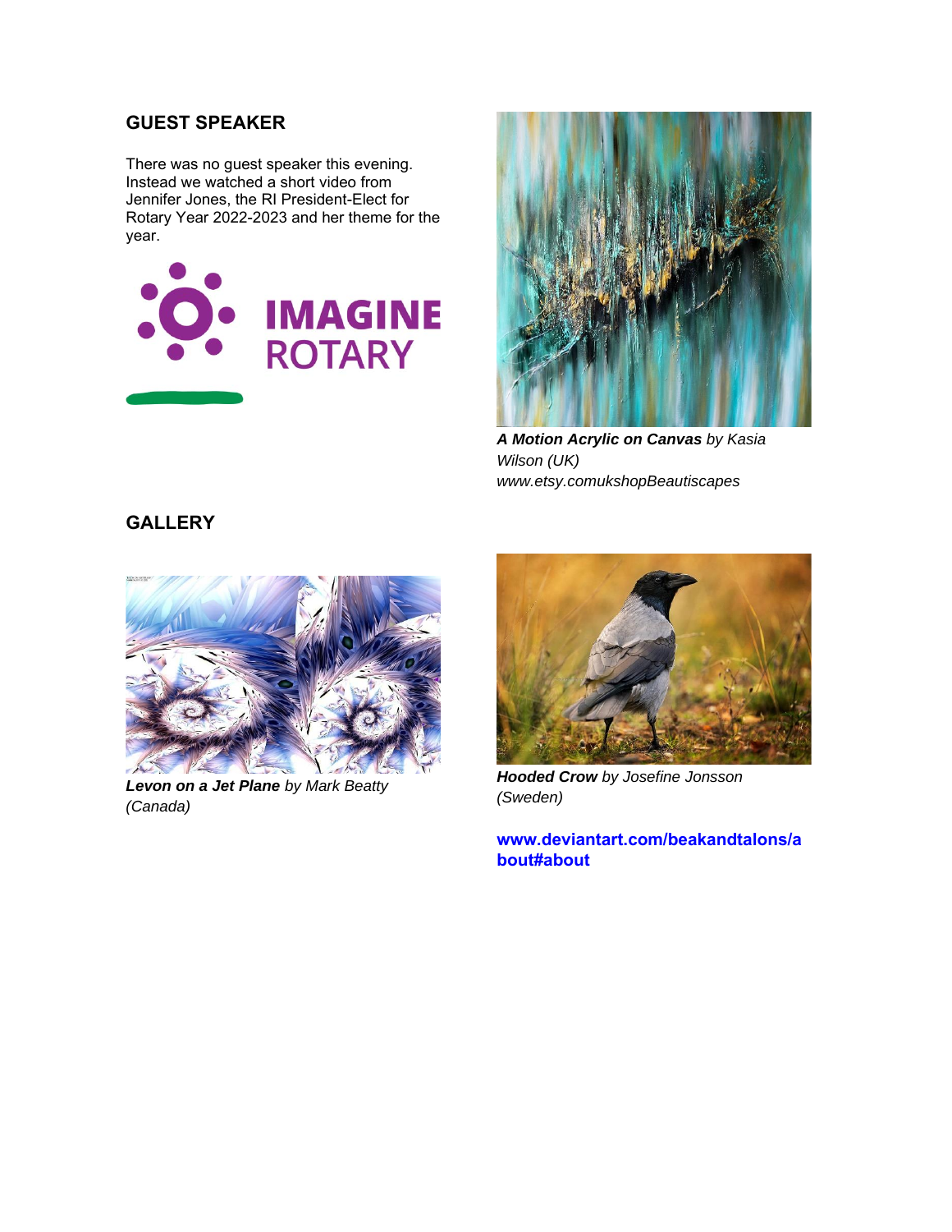## GUEST SPEAKER

There was no guest speaker this evening. Instead we watched a short video from Jennifer Jones, the RI President-Elect for Rotary Year 2022-2023 and her theme for the year.

IMAGINE ROTARY

***A Motion Acrylic on Canvas*** *by Kasia Wilson (UK)*
*www.etsy.comukshopBeautiscapes*

## GALLERY

***Levon on a Jet Plane*** *by Mark Beatty (Canada)*

***Hooded Crow*** *by Josefine Jonsson (Sweden)*

**www.deviantart.com/beakandtalons/about#about**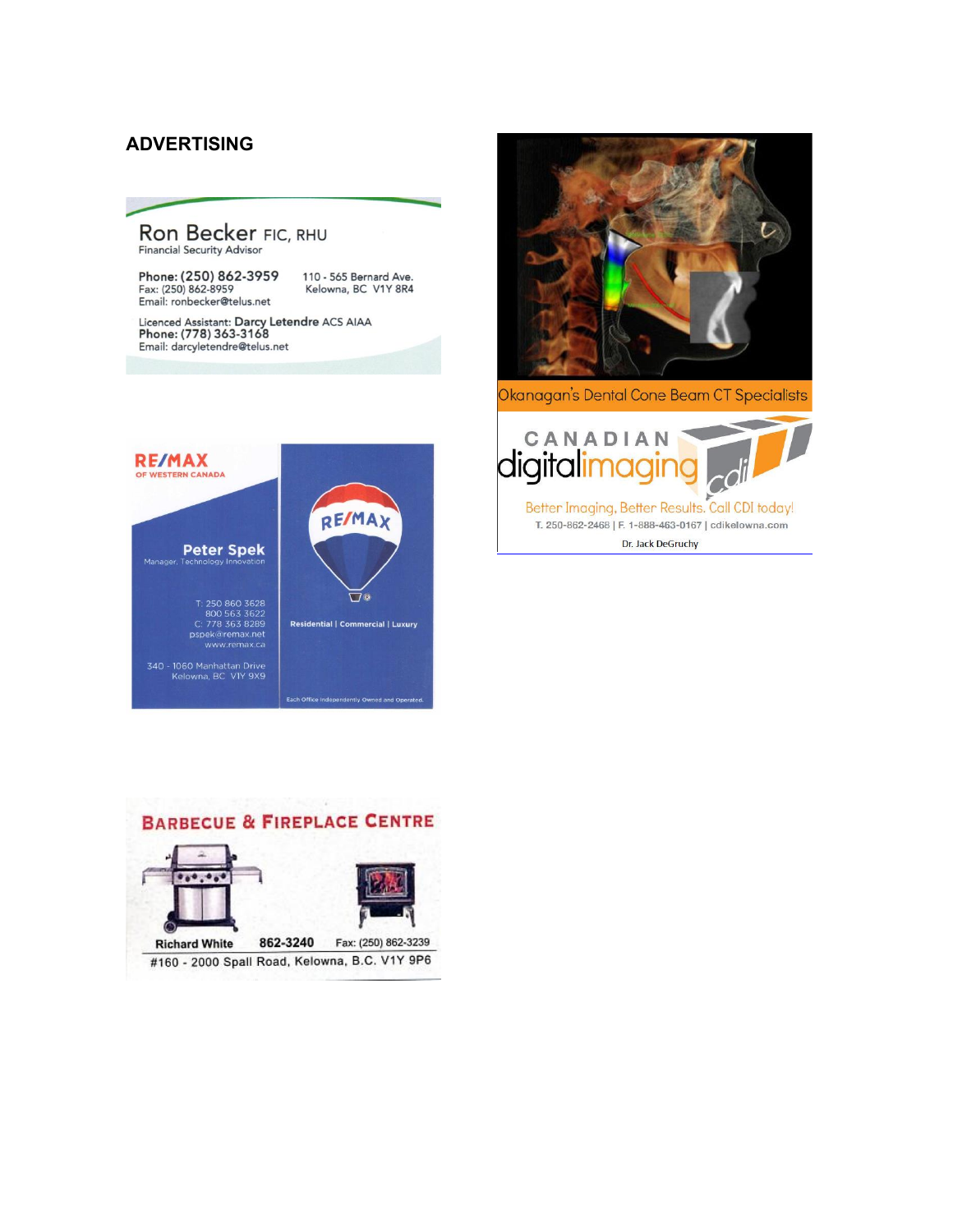## ADVERTISING

Ron Becker FIC, RHU
Financial Security Advisor

Phone: (250) 862-3959
Fax: (250) 862-8959
Email: ronbecker@telus.net

110 - 565 Bernard Ave.
Kelowna, BC V1Y 8R4

Licenced Assistant: Darcy Letendre ACS AIAA
Phone: (778) 363-3168
Email: darcyletendre@telus.net

RE/MAX
OF WESTERN CANADA

Peter Spek
Manager, Technology Innovation

T: 250 860 3628
800 563 3622
C: 778 363 8289
pspek@remax.net
www.remax.ca

340 - 1060 Manhattan Drive
Kelowna, BC V1Y 9X9

RE/MAX

Residential | Commercial | Luxury

Each Office Independently Owned and Operated.

BARBECUE & FIREPLACE CENTRE

Richard White 862-3240 Fax: (250) 862-3239
#160 - 2000 Spall Road, Kelowna, B.C. V1Y 9P6

Okanagan's Dental Cone Beam CT Specialists

CANADIAN digitalimaging cdi

Better Imaging, Better Results. Call CDI today!
T. 250-862-2468 | F. 1-888-463-0167 | cdikelowna.com

Dr. Jack DeGruchy